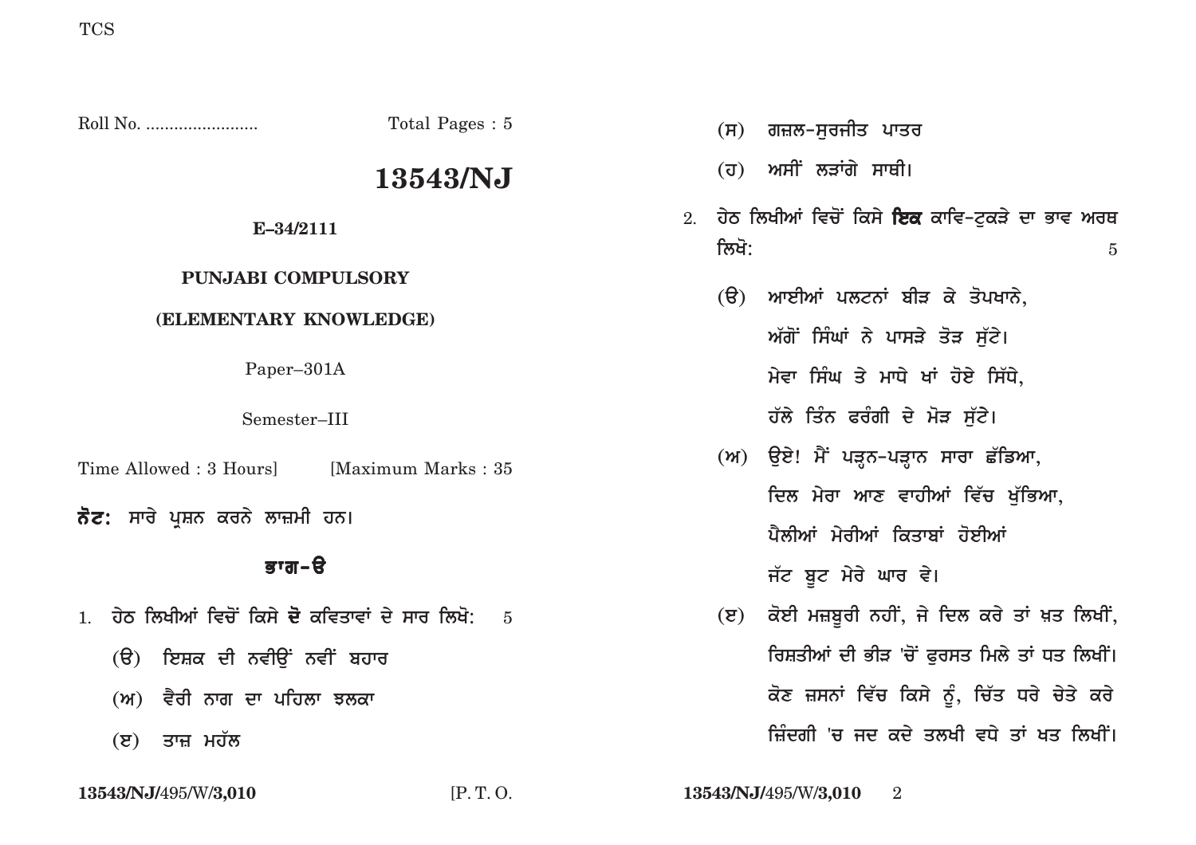Roll No. ........................ Total Pages : 5

# 13543/NJ

**E–34/2111**

**PUNJABI COMPULSORY**

**(ELEMENTARY KNOWLEDGE)**

Paper–301A

Semester–III

Time Allowed : 3 Hours] [Maximum Marks : 35

**ਨੋਟ:** ਸਾਰੇ ਪ੍ਰਸ਼ਨ ਕਰਨੇ ਲਾਜ਼ਮੀ ਹਨ।

## ਭਾਗ–ੳ

1. ਹੇਠ ਲਿਖੀਆਂ ਵਿਚੋਂ ਕਿਸੇ **ਦੋ** ਕਵਿਤਾਵਾਂ ਦੇ ਸਾਰ ਲਿਖੋ: 5

   (ੳ) ਇਸ਼ਕ ਦੀ ਨਵੀਉਂ ਨਵੀਂ ਬਹਾਰ

   (ਅ) ਵੈਰੀ ਨਾਗ ਦਾ ਪਹਿਲਾ ਝਲਕਾ

   (ੲ) ਤਾਜ਼ ਮਹੱਲ

   (ਸ) ਗਜ਼ਲ–ਸੁਰਜੀਤ ਪਾਤਰ

   (ਹ) ਅਸੀਂ ਲੜਾਂਗੇ ਸਾਥੀ।

2. ਹੇਠ ਲਿਖੀਆਂ ਵਿਚੋਂ ਕਿਸੇ **ਇਕ** ਕਾਵਿ–ਟੁਕੜੇ ਦਾ ਭਾਵ ਅਰਥ ਲਿਖੋ: 5

   (ੳ) ਆਈਆਂ ਪਲਟਨਾਂ ਬੀੜ ਕੇ ਤੋਪਖਾਨੇ,
   ਅੱਗੋਂ ਸਿੰਘਾਂ ਨੇ ਪਾਸੜੇ ਤੋੜ ਸੁੱਟੇ।
   ਮੇਵਾ ਸਿੰਘ ਤੇ ਮਾਧੇ ਖਾਂ ਹੋਏ ਸਿੱਧੇ,
   ਹੱਲੇ ਤਿੰਨ ਫਰੰਗੀ ਦੇ ਮੋੜ ਸੁੱਟੇ।

   (ਅ) ਉਏ! ਮੈਂ ਪੜ੍ਹਨ–ਪੜ੍ਹਾਨ ਸਾਰਾ ਛੱਡਿਆ,
   ਦਿਲ ਮੇਰਾ ਆਣ ਵਾਹੀਆਂ ਵਿੱਚ ਖੁੱਭਿਆ,
   ਪੈਲੀਆਂ ਮੇਰੀਆਂ ਕਿਤਾਬਾਂ ਹੋਈਆਂ
   ਜੱਟ ਬੂਟ ਮੇਰੇ ਘਾਰ ਵੇ।

   (ੲ) ਕੋਈ ਮਜ਼ਬੂਰੀ ਨਹੀਂ, ਜੇ ਦਿਲ ਕਰੇ ਤਾਂ ਖ਼ਤ ਲਿਖੀਂ,
   ਰਿਸ਼ਤੀਆਂ ਦੀ ਭੀੜ 'ਚੋਂ ਫੁਰਸਤ ਮਿਲੇ ਤਾਂ ਧਤ ਲਿਖੀਂ।
   ਕੌਣ ਜ਼ਸਨਾਂ ਵਿੱਚ ਕਿਸੇ ਨੂੰ, ਚਿੱਤ ਧਰੇ ਚੇਤੇ ਕਰੇ
   ਜ਼ਿੰਦਗੀ 'ਚ ਜਦ ਕਦੇ ਤਲਖੀ ਵਧੇ ਤਾਂ ਖਤ ਲਿਖੀਂ।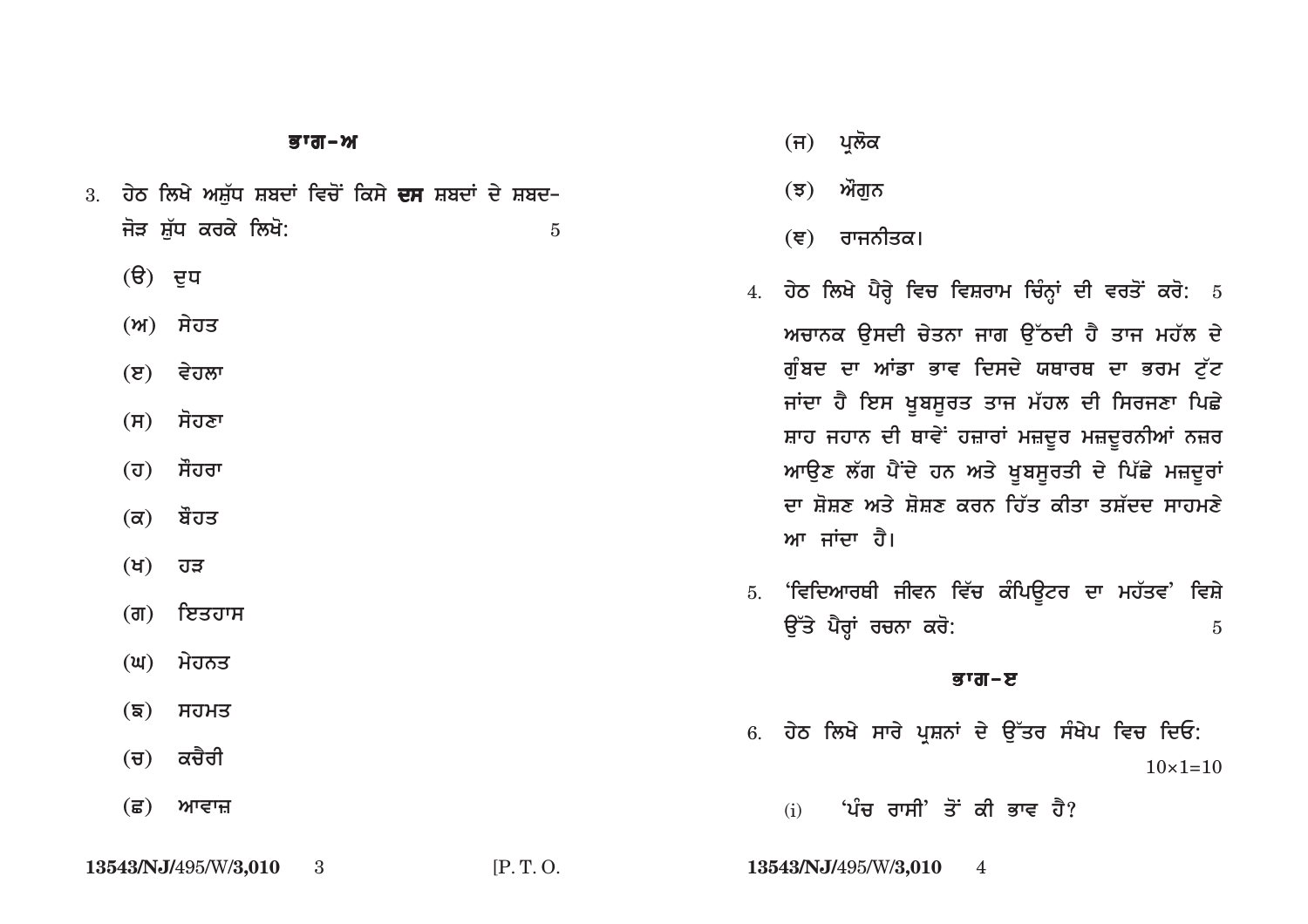## ਭਾਗ–ਅ

3. ਹੇਠ ਲਿਖੇ ਅਸ਼ੁੱਧ ਸ਼ਬਦਾਂ ਵਿਚੋਂ ਕਿਸੇ **ਦਸ** ਸ਼ਬਦਾਂ ਦੇ ਸ਼ਬਦ–ਜੋੜ ਸ਼ੁੱਧ ਕਰਕੇ ਲਿਖੋ: 5

   (ੳ) ਦੁਧ

   (ਅ) ਸੇਹਤ

   (ੲ) ਵੇਹਲਾ

   (ਸ) ਸੋਹਣਾ

   (ਹ) ਸੌਹਰਾ

   (ਕ) ਬੌਹਤ

   (ਖ) ਹੜ

   (ਗ) ਇਤਹਾਸ

   (ਘ) ਮੇਹਨਤ

   (ਙ) ਸਹਮਤ

   (ਚ) ਕਚੈਰੀ

   (ਛ) ਆਵਾਜ਼

   (ਜ) ਪ੍ਰਲੋਕ

   (ਝ) ਔਗੁਨ

   (ਞ) ਰਾਜਨੀਤਕ।

4. ਹੇਠ ਲਿਖੇ ਪੈਰ੍ਹੇ ਵਿਚ ਵਿਸ਼ਰਾਮ ਚਿੰਨ੍ਹਾਂ ਦੀ ਵਰਤੋਂ ਕਰੋ: 5

   ਅਚਾਨਕ ਉਸਦੀ ਚੇਤਨਾ ਜਾਗ ਉੱਠਦੀ ਹੈ ਤਾਜ ਮਹੱਲ ਦੇ ਗੁੰਬਦ ਦਾ ਆਂਡਾ ਭਾਵ ਦਿਸਦੇ ਯਥਾਰਥ ਦਾ ਭਰਮ ਟੁੱਟ ਜਾਂਦਾ ਹੈ ਇਸ ਖੂਬਸੂਰਤ ਤਾਜ ਮੱਹਲ ਦੀ ਸਿਰਜਣਾ ਪਿਛੇ ਸ਼ਾਹ ਜਹਾਨ ਦੀ ਥਾਵੇਂ ਹਜ਼ਾਰਾਂ ਮਜ਼ਦੂਰ ਮਜ਼ਦੂਰਨੀਆਂ ਨਜ਼ਰ ਆਉਣ ਲੱਗ ਪੈਂਦੇ ਹਨ ਅਤੇ ਖੂਬਸੂਰਤੀ ਦੇ ਪਿੱਛੇ ਮਜ਼ਦੂਰਾਂ ਦਾ ਸ਼ੋਸ਼ਣ ਅਤੇ ਸ਼ੋਸ਼ਣ ਕਰਨ ਹਿੱਤ ਕੀਤਾ ਤਸ਼ੱਦਦ ਸਾਹਮਣੇ ਆ ਜਾਂਦਾ ਹੈ।

5. 'ਵਿਦਿਆਰਥੀ ਜੀਵਨ ਵਿੱਚ ਕੰਪਿਊਟਰ ਦਾ ਮਹੱਤਵ' ਵਿਸ਼ੇ ਉੱਤੇ ਪੈਰ੍ਹਾਂ ਰਚਨਾ ਕਰੋ: 5

## ਭਾਗ–ੲ

6. ਹੇਠ ਲਿਖੇ ਸਾਰੇ ਪ੍ਰਸ਼ਨਾਂ ਦੇ ਉੱਤਰ ਸੰਖੇਪ ਵਿਚ ਦਿਓ: $10\times1=10$

   (i) 'ਪੰਚ ਰਾਸੀ' ਤੋਂ ਕੀ ਭਾਵ ਹੈ?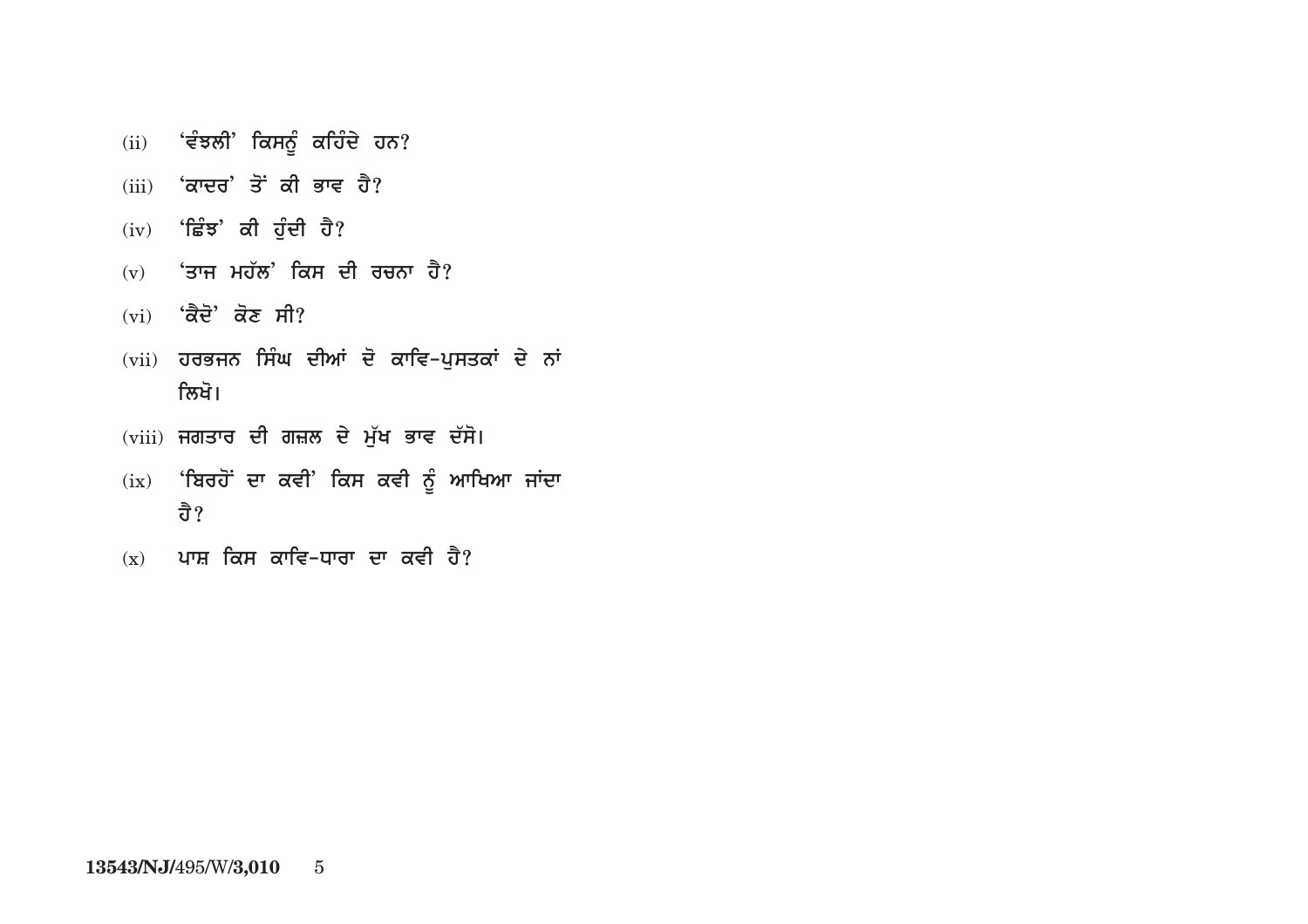(ii) 'ਵੰਝਲੀ' ਕਿਸਨੂੰ ਕਹਿੰਦੇ ਹਨ?

(iii) 'ਕਾਦਰ' ਤੋਂ ਕੀ ਭਾਵ ਹੈ?

(iv) 'ਛਿੰਝ' ਕੀ ਹੁੰਦੀ ਹੈ?

(v) 'ਤਾਜ ਮਹੱਲ' ਕਿਸ ਦੀ ਰਚਨਾ ਹੈ?

(vi) 'ਕੈਦੋ' ਕੌਣ ਸੀ?

(vii) ਹਰਭਜਨ ਸਿੰਘ ਦੀਆਂ ਦੋ ਕਾਵਿ-ਪੁਸਤਕਾਂ ਦੇ ਨਾਂ ਲਿਖੋ।

(viii) ਜਗਤਾਰ ਦੀ ਗਜ਼ਲ ਦੇ ਮੁੱਖ ਭਾਵ ਦੱਸੋ।

(ix) 'ਬਿਰਹੋਂ ਦਾ ਕਵੀ' ਕਿਸ ਕਵੀ ਨੂੰ ਆਖਿਆ ਜਾਂਦਾ ਹੈ?

(x) ਪਾਸ਼ ਕਿਸ ਕਾਵਿ-ਧਾਰਾ ਦਾ ਕਵੀ ਹੈ?

13543/NJ/495/W/3,010